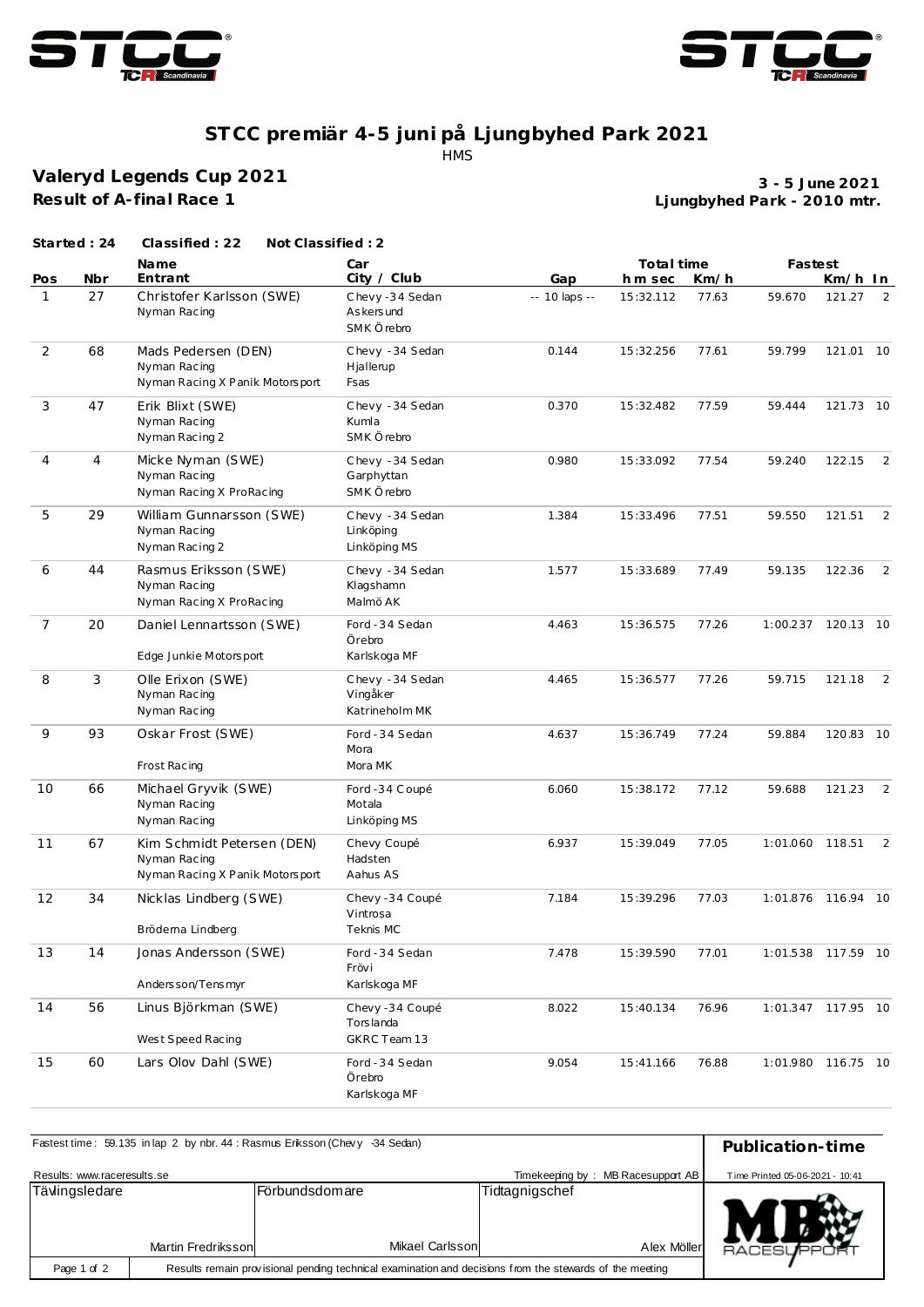# STCC premiär 4-5 juni på Ljungbyhed Park 2021

HMS

## Valeryd Legends Cup 2021

**Result of A-final Race 1**

**3 - 5 June 2021**
**Ljungbyhed Park - 2010 mtr.**

**Started : 24** **Classified : 22** **Not Classified : 2**

| Pos | Nbr | Name / Entrant | Car / City / Club | Gap | Total time h m sec | Km/h | Fastest | Km/h | In |
|---|---|---|---|---|---|---|---|---|---|
| 1 | 27 | Christofer Karlsson (SWE)<br>Nyman Racing | Chevy -34 Sedan<br>Askersund<br>SMK Örebro | -- 10 laps -- | 15:32.112 | 77.63 | 59.670 | 121.27 | 2 |
| 2 | 68 | Mads Pedersen (DEN)<br>Nyman Racing<br>Nyman Racing X Panik Motorsport | Chevy -34 Sedan<br>Hjallerup<br>Fsas | 0.144 | 15:32.256 | 77.61 | 59.799 | 121.01 | 10 |
| 3 | 47 | Erik Blixt (SWE)<br>Nyman Racing<br>Nyman Racing 2 | Chevy -34 Sedan<br>Kumla<br>SMK Örebro | 0.370 | 15:32.482 | 77.59 | 59.444 | 121.73 | 10 |
| 4 | 4 | Micke Nyman (SWE)<br>Nyman Racing<br>Nyman Racing X ProRacing | Chevy -34 Sedan<br>Garphyttan<br>SMK Örebro | 0.980 | 15:33.092 | 77.54 | 59.240 | 122.15 | 2 |
| 5 | 29 | William Gunnarsson (SWE)<br>Nyman Racing<br>Nyman Racing 2 | Chevy -34 Sedan<br>Linköping<br>Linköping MS | 1.384 | 15:33.496 | 77.51 | 59.550 | 121.51 | 2 |
| 6 | 44 | Rasmus Eriksson (SWE)<br>Nyman Racing<br>Nyman Racing X ProRacing | Chevy -34 Sedan<br>Klagshamn<br>Malmö AK | 1.577 | 15:33.689 | 77.49 | 59.135 | 122.36 | 2 |
| 7 | 20 | Daniel Lennartsson (SWE)<br>Edge Junkie Motorsport | Ford -34 Sedan<br>Örebro<br>Karlskoga MF | 4.463 | 15:36.575 | 77.26 | 1:00.237 | 120.13 | 10 |
| 8 | 3 | Olle Erixon (SWE)<br>Nyman Racing<br>Nyman Racing | Chevy -34 Sedan<br>Vingåker<br>Katrineholm MK | 4.465 | 15:36.577 | 77.26 | 59.715 | 121.18 | 2 |
| 9 | 93 | Oskar Frost (SWE)<br>Frost Racing | Ford -34 Sedan<br>Mora<br>Mora MK | 4.637 | 15:36.749 | 77.24 | 59.884 | 120.83 | 10 |
| 10 | 66 | Michael Gryvik (SWE)<br>Nyman Racing<br>Nyman Racing | Ford -34 Coupé<br>Motala<br>Linköping MS | 6.060 | 15:38.172 | 77.12 | 59.688 | 121.23 | 2 |
| 11 | 67 | Kim Schmidt Petersen (DEN)<br>Nyman Racing<br>Nyman Racing X Panik Motorsport | Chevy Coupé<br>Hadsten<br>Aahus AS | 6.937 | 15:39.049 | 77.05 | 1:01.060 | 118.51 | 2 |
| 12 | 34 | Nicklas Lindberg (SWE)<br>Brödena Lindberg | Chevy -34 Coupé<br>Vintrosa<br>Teknis MC | 7.184 | 15:39.296 | 77.03 | 1:01.876 | 116.94 | 10 |
| 13 | 14 | Jonas Andersson (SWE)<br>Andersson/Tensmyr | Ford -34 Sedan<br>Frövi<br>Karlskoga MF | 7.478 | 15:39.590 | 77.01 | 1:01.538 | 117.59 | 10 |
| 14 | 56 | Linus Björkman (SWE)<br>West Speed Racing | Chevy -34 Coupé<br>Torslanda<br>GKRC Team 13 | 8.022 | 15:40.134 | 76.96 | 1:01.347 | 117.95 | 10 |
| 15 | 60 | Lars Olov Dahl (SWE) | Ford -34 Sedan<br>Örebro<br>Karlskoga MF | 9.054 | 15:41.166 | 76.88 | 1:01.980 | 116.75 | 10 |

Fastest time : 59.135 in lap 2 by nbr. 44 : Rasmus Eriksson (Chevy -34 Sedan)

**Publication-time**

Results: www.raceresults.se

Timekeeping by : MB Racesupport AB

Time Printed 05-06-2021 - 10:41

| Tävlingsledare | Förbundsdomare | Tidtagnigschef |
|---|---|---|
| Martin Fredriksson | Mikael Carlsson | Alex Möller |

Results remain provisional pending technical examination and decisions from the stewards of the meeting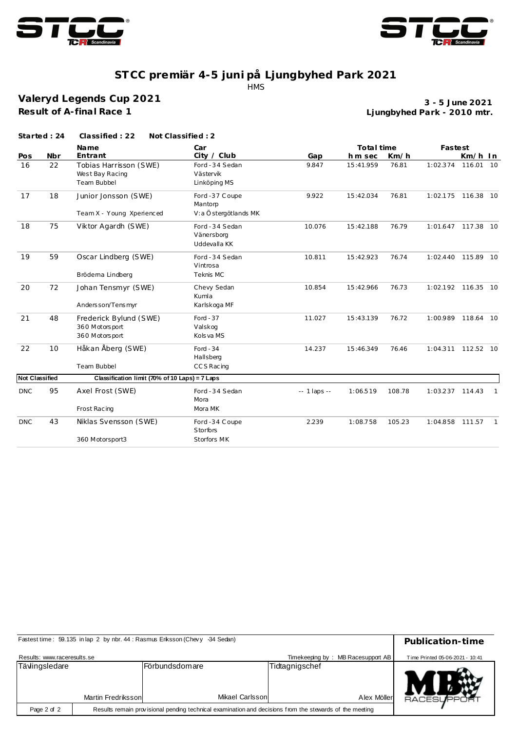# STCC premiär 4-5 juni på Ljungbyhed Park 2021

HMS

## Valeryd Legends Cup 2021

**Result of A-final Race 1**

**3 - 5 June 2021**
**Ljungbyhed Park - 2010 mtr.**

**Started : 24** **Classified : 22** **Not Classified : 2**

| Pos | Nbr | Name / Entrant | Car / City / Club | Gap | Total time h m sec | Km/h | Fastest | Km/h | In |
|---|---|---|---|---|---|---|---|---|---|
| 16 | 22 | Tobias Harrisson (SWE) West Bay Racing Team Bubbel | Ford -34 Sedan Västervik Linköping MS | 9.847 | 15:41.959 | 76.81 | 1:02.374 | 116.01 | 10 |
| 17 | 18 | Junior Jonsson (SWE) Team X - Young Xperienced | Ford -37 Coupe Mantorp V:a Östergötlands MK | 9.922 | 15:42.034 | 76.81 | 1:02.175 | 116.38 | 10 |
| 18 | 75 | Viktor Agardh (SWE) | Ford -34 Sedan Vänersborg Uddevalla KK | 10.076 | 15:42.188 | 76.79 | 1:01.647 | 117.38 | 10 |
| 19 | 59 | Oscar Lindberg (SWE) Brödema Lindberg | Ford -34 Sedan Vintrosa Teknis MC | 10.811 | 15:42.923 | 76.74 | 1:02.440 | 115.89 | 10 |
| 20 | 72 | Johan Tensmyr (SWE) Andersson/Tensmyr | Chevy Sedan Kumla Karlskoga MF | 10.854 | 15:42.966 | 76.73 | 1:02.192 | 116.35 | 10 |
| 21 | 48 | Frederick Bylund (SWE) 360 Motorsport 360 Motorsport | Ford -37 Valskog Kolsva MS | 11.027 | 15:43.139 | 76.72 | 1:00.989 | 118.64 | 10 |
| 22 | 10 | Håkan Åberg (SWE) Team Bubbel | Ford -34 Hallsberg CCS Racing | 14.237 | 15:46.349 | 76.46 | 1:04.311 | 112.52 | 10 |
| **Not Classified** | | **Classification limit (70% of 10 Laps) = 7 Laps** | | | | | | | |
| DNC | 95 | Axel Frost (SWE) Frost Racing | Ford -34 Sedan Mora Mora MK | -- 1 laps -- | 1:06.519 | 108.78 | 1:03.237 | 114.43 | 1 |
| DNC | 43 | Niklas Svensson (SWE) 360 Motorsport3 | Ford -34 Coupe Storfors Storfors MK | 2.239 | 1:08.758 | 105.23 | 1:04.858 | 111.57 | 1 |

Fastest time : 59.135 in lap 2 by nbr. 44 : Rasmus Eriksson (Chevy -34 Sedan)

**Publication-time**

Results: www.raceresults.se

Timekeeping by : MB Racesupport AB

Time Printed 05-06-2021 - 10:41

| Tävlingsledare | Förbundsdomare | Tidtagnigschef |
|---|---|---|
| Martin Fredriksson | Mikael Carlsson | Alex Möller |

Results remain provisional pending technical examination and decisions from the stewards of the meeting